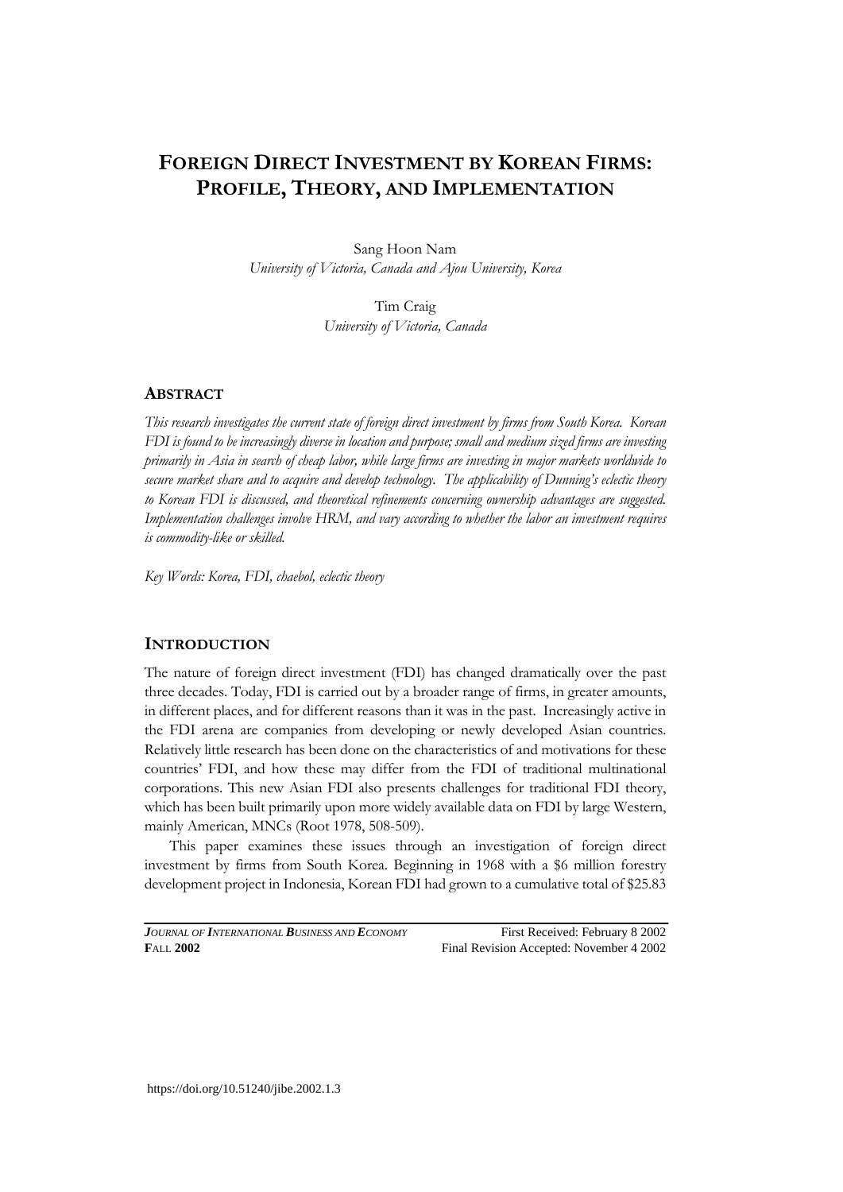# Foreign Direct Investment by Korean Firms: Profile, Theory, and Implementation

Sang Hoon Nam
*University of Victoria, Canada and Ajou University, Korea*

Tim Craig
*University of Victoria, Canada*

## Abstract

*This research investigates the current state of foreign direct investment by firms from South Korea. Korean FDI is found to be increasingly diverse in location and purpose; small and medium sized firms are investing primarily in Asia in search of cheap labor, while large firms are investing in major markets worldwide to secure market share and to acquire and develop technology. The applicability of Dunning's eclectic theory to Korean FDI is discussed, and theoretical refinements concerning ownership advantages are suggested. Implementation challenges involve HRM, and vary according to whether the labor an investment requires is commodity-like or skilled.*

*Key Words: Korea, FDI, chaebol, eclectic theory*

## Introduction

The nature of foreign direct investment (FDI) has changed dramatically over the past three decades. Today, FDI is carried out by a broader range of firms, in greater amounts, in different places, and for different reasons than it was in the past. Increasingly active in the FDI arena are companies from developing or newly developed Asian countries. Relatively little research has been done on the characteristics of and motivations for these countries' FDI, and how these may differ from the FDI of traditional multinational corporations. This new Asian FDI also presents challenges for traditional FDI theory, which has been built primarily upon more widely available data on FDI by large Western, mainly American, MNCs (Root 1978, 508-509).

This paper examines these issues through an investigation of foreign direct investment by firms from South Korea. Beginning in 1968 with a $6 million forestry development project in Indonesia, Korean FDI had grown to a cumulative total of $25.83

First Received: February 8 2002
Final Revision Accepted: November 4 2002

https://doi.org/10.51240/jibe.2002.1.3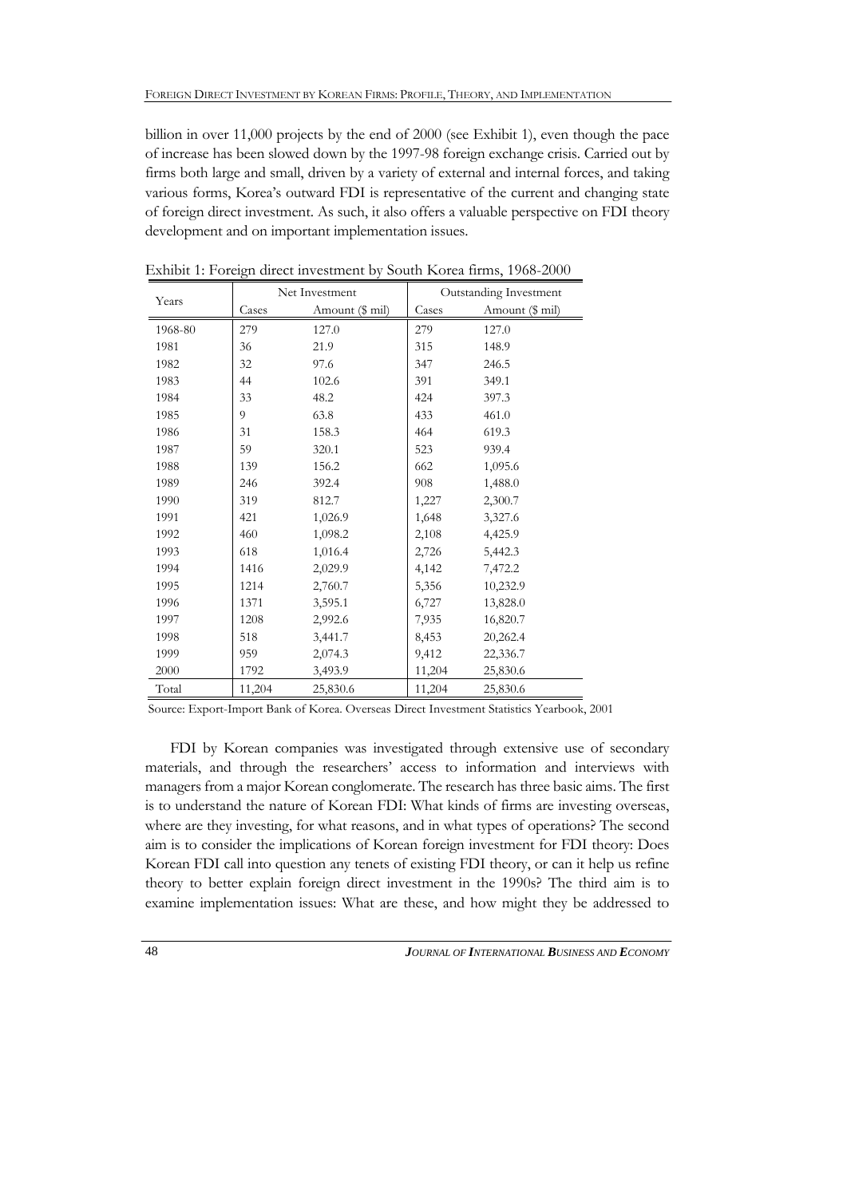billion in over 11,000 projects by the end of 2000 (see Exhibit 1), even though the pace of increase has been slowed down by the 1997-98 foreign exchange crisis. Carried out by firms both large and small, driven by a variety of external and internal forces, and taking various forms, Korea's outward FDI is representative of the current and changing state of foreign direct investment. As such, it also offers a valuable perspective on FDI theory development and on important implementation issues.

Exhibit 1: Foreign direct investment by South Korea firms, 1968-2000

| Years | Net Investment | | Outstanding Investment | |
|---|---|---|---|---|
| | Cases | Amount ($ mil) | Cases | Amount ($ mil) |
| 1968-80 | 279 | 127.0 | 279 | 127.0 |
| 1981 | 36 | 21.9 | 315 | 148.9 |
| 1982 | 32 | 97.6 | 347 | 246.5 |
| 1983 | 44 | 102.6 | 391 | 349.1 |
| 1984 | 33 | 48.2 | 424 | 397.3 |
| 1985 | 9 | 63.8 | 433 | 461.0 |
| 1986 | 31 | 158.3 | 464 | 619.3 |
| 1987 | 59 | 320.1 | 523 | 939.4 |
| 1988 | 139 | 156.2 | 662 | 1,095.6 |
| 1989 | 246 | 392.4 | 908 | 1,488.0 |
| 1990 | 319 | 812.7 | 1,227 | 2,300.7 |
| 1991 | 421 | 1,026.9 | 1,648 | 3,327.6 |
| 1992 | 460 | 1,098.2 | 2,108 | 4,425.9 |
| 1993 | 618 | 1,016.4 | 2,726 | 5,442.3 |
| 1994 | 1416 | 2,029.9 | 4,142 | 7,472.2 |
| 1995 | 1214 | 2,760.7 | 5,356 | 10,232.9 |
| 1996 | 1371 | 3,595.1 | 6,727 | 13,828.0 |
| 1997 | 1208 | 2,992.6 | 7,935 | 16,820.7 |
| 1998 | 518 | 3,441.7 | 8,453 | 20,262.4 |
| 1999 | 959 | 2,074.3 | 9,412 | 22,336.7 |
| 2000 | 1792 | 3,493.9 | 11,204 | 25,830.6 |
| Total | 11,204 | 25,830.6 | 11,204 | 25,830.6 |

Source: Export-Import Bank of Korea. Overseas Direct Investment Statistics Yearbook, 2001

FDI by Korean companies was investigated through extensive use of secondary materials, and through the researchers' access to information and interviews with managers from a major Korean conglomerate. The research has three basic aims. The first is to understand the nature of Korean FDI: What kinds of firms are investing overseas, where are they investing, for what reasons, and in what types of operations? The second aim is to consider the implications of Korean foreign investment for FDI theory: Does Korean FDI call into question any tenets of existing FDI theory, or can it help us refine theory to better explain foreign direct investment in the 1990s? The third aim is to examine implementation issues: What are these, and how might they be addressed to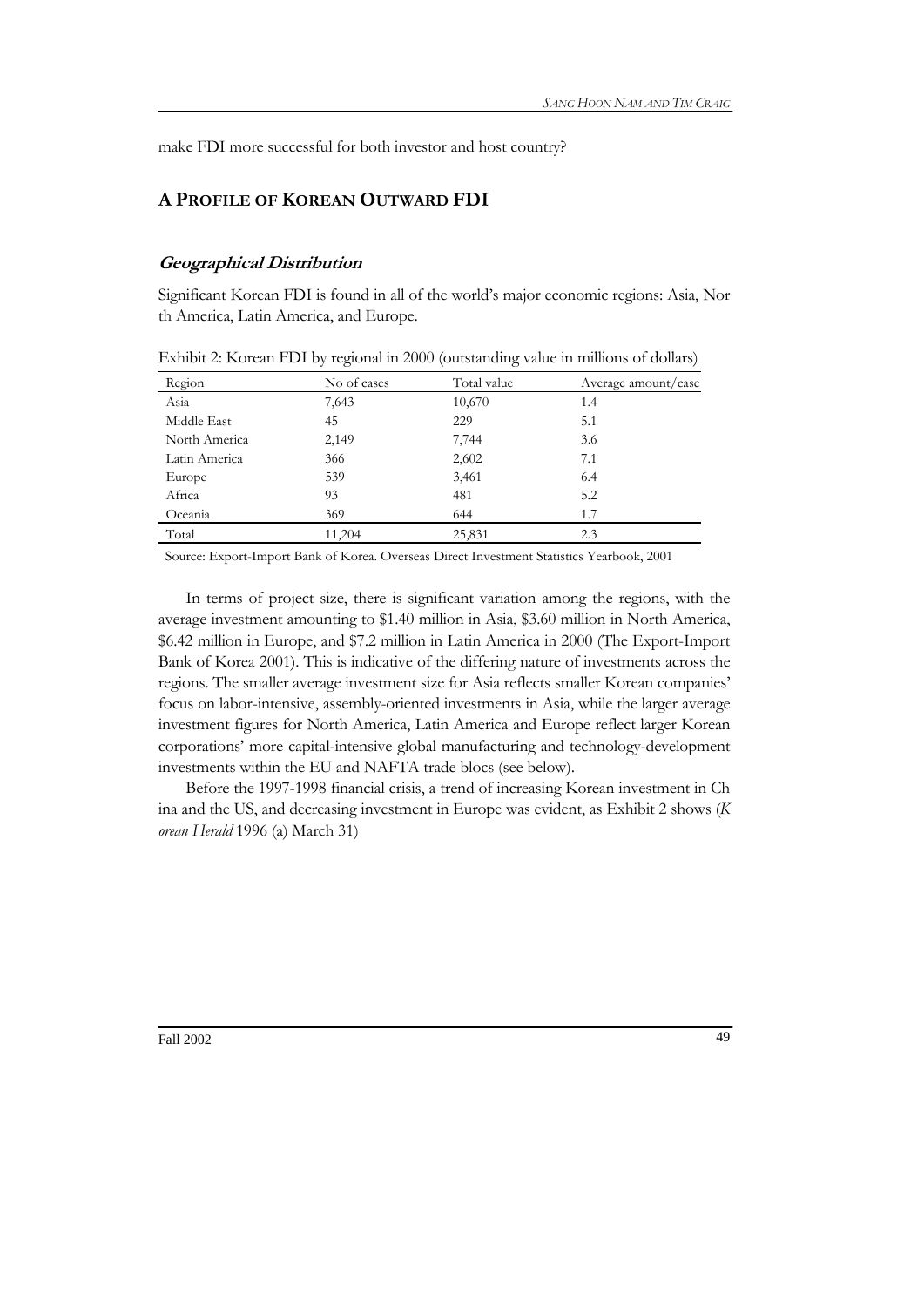make FDI more successful for both investor and host country?

## A PROFILE OF KOREAN OUTWARD FDI

### *Geographical Distribution*

Significant Korean FDI is found in all of the world's major economic regions: Asia, North America, Latin America, and Europe.

Exhibit 2: Korean FDI by regional in 2000 (outstanding value in millions of dollars)

| Region | No of cases | Total value | Average amount/case |
|---|---|---|---|
| Asia | 7,643 | 10,670 | 1.4 |
| Middle East | 45 | 229 | 5.1 |
| North America | 2,149 | 7,744 | 3.6 |
| Latin America | 366 | 2,602 | 7.1 |
| Europe | 539 | 3,461 | 6.4 |
| Africa | 93 | 481 | 5.2 |
| Oceania | 369 | 644 | 1.7 |
| Total | 11,204 | 25,831 | 2.3 |

Source: Export-Import Bank of Korea. Overseas Direct Investment Statistics Yearbook, 2001

In terms of project size, there is significant variation among the regions, with the average investment amounting to \$1.40 million in Asia, \$3.60 million in North America, \$6.42 million in Europe, and \$7.2 million in Latin America in 2000 (The Export-Import Bank of Korea 2001). This is indicative of the differing nature of investments across the regions. The smaller average investment size for Asia reflects smaller Korean companies' focus on labor-intensive, assembly-oriented investments in Asia, while the larger average investment figures for North America, Latin America and Europe reflect larger Korean corporations' more capital-intensive global manufacturing and technology-development investments within the EU and NAFTA trade blocs (see below).

Before the 1997-1998 financial crisis, a trend of increasing Korean investment in China and the US, and decreasing investment in Europe was evident, as Exhibit 2 shows (*Korean Herald* 1996 (a) March 31)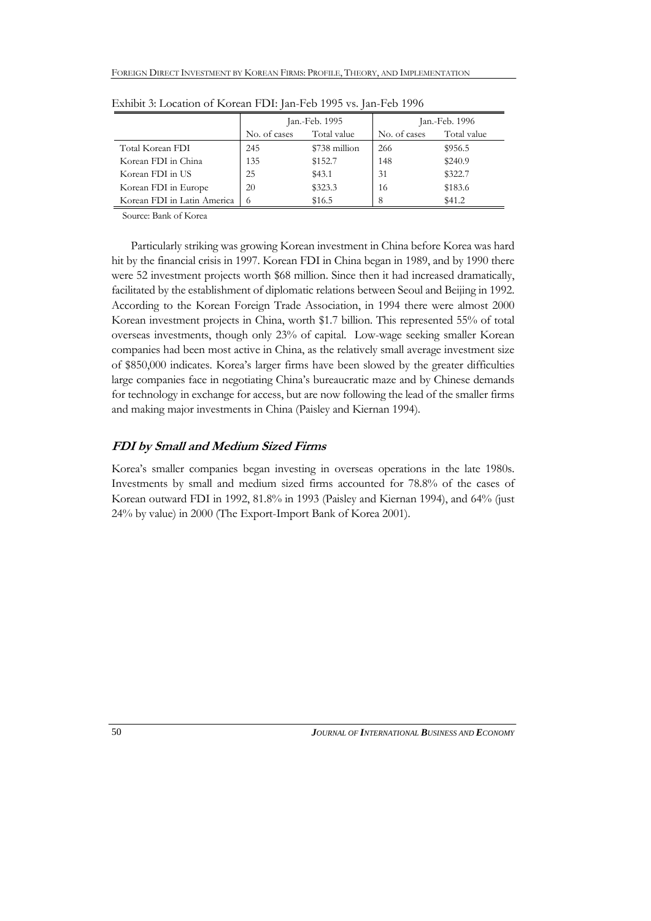Exhibit 3: Location of Korean FDI: Jan-Feb 1995 vs. Jan-Feb 1996

| | Jan.-Feb. 1995 | | Jan.-Feb. 1996 | |
|---|---|---|---|---|
| | No. of cases | Total value | No. of cases | Total value |
| Total Korean FDI | 245 | $738 million | 266 | $956.5 |
| Korean FDI in China | 135 | $152.7 | 148 | $240.9 |
| Korean FDI in US | 25 | $43.1 | 31 | $322.7 |
| Korean FDI in Europe | 20 | $323.3 | 16 | $183.6 |
| Korean FDI in Latin America | 6 | $16.5 | 8 | $41.2 |

Source: Bank of Korea

Particularly striking was growing Korean investment in China before Korea was hard hit by the financial crisis in 1997. Korean FDI in China began in 1989, and by 1990 there were 52 investment projects worth $68 million. Since then it had increased dramatically, facilitated by the establishment of diplomatic relations between Seoul and Beijing in 1992. According to the Korean Foreign Trade Association, in 1994 there were almost 2000 Korean investment projects in China, worth $1.7 billion. This represented 55% of total overseas investments, though only 23% of capital. Low-wage seeking smaller Korean companies had been most active in China, as the relatively small average investment size of $850,000 indicates. Korea's larger firms have been slowed by the greater difficulties large companies face in negotiating China's bureaucratic maze and by Chinese demands for technology in exchange for access, but are now following the lead of the smaller firms and making major investments in China (Paisley and Kiernan 1994).

## FDI by Small and Medium Sized Firms

Korea's smaller companies began investing in overseas operations in the late 1980s. Investments by small and medium sized firms accounted for 78.8% of the cases of Korean outward FDI in 1992, 81.8% in 1993 (Paisley and Kiernan 1994), and 64% (just 24% by value) in 2000 (The Export-Import Bank of Korea 2001).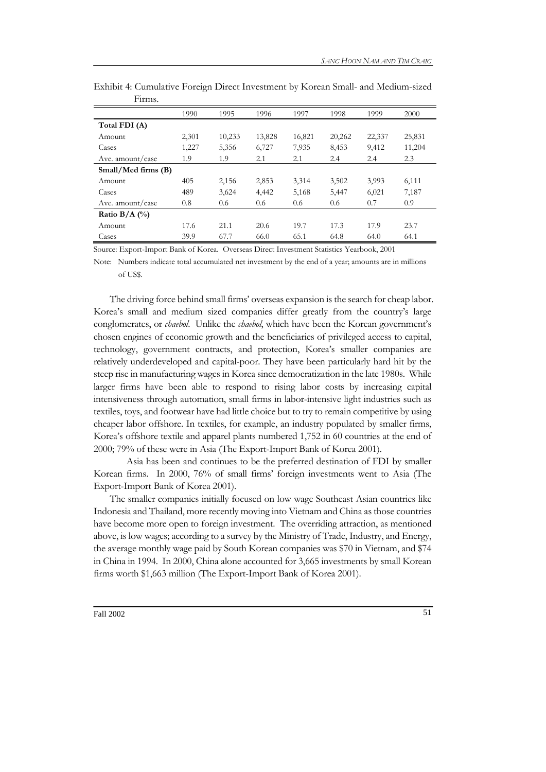Exhibit 4: Cumulative Foreign Direct Investment by Korean Small- and Medium-sized Firms.

| | 1990 | 1995 | 1996 | 1997 | 1998 | 1999 | 2000 |
|---|---|---|---|---|---|---|---|
| **Total FDI (A)** | | | | | | | |
| Amount | 2,301 | 10,233 | 13,828 | 16,821 | 20,262 | 22,337 | 25,831 |
| Cases | 1,227 | 5,356 | 6,727 | 7,935 | 8,453 | 9,412 | 11,204 |
| Ave. amount/case | 1.9 | 1.9 | 2.1 | 2.1 | 2.4 | 2.4 | 2.3 |
| **Small/Med firms (B)** | | | | | | | |
| Amount | 405 | 2,156 | 2,853 | 3,314 | 3,502 | 3,993 | 6,111 |
| Cases | 489 | 3,624 | 4,442 | 5,168 | 5,447 | 6,021 | 7,187 |
| Ave. amount/case | 0.8 | 0.6 | 0.6 | 0.6 | 0.6 | 0.7 | 0.9 |
| **Ratio B/A (%)** | | | | | | | |
| Amount | 17.6 | 21.1 | 20.6 | 19.7 | 17.3 | 17.9 | 23.7 |
| Cases | 39.9 | 67.7 | 66.0 | 65.1 | 64.8 | 64.0 | 64.1 |

Source: Export-Import Bank of Korea. Overseas Direct Investment Statistics Yearbook, 2001

Note: Numbers indicate total accumulated net investment by the end of a year; amounts are in millions of US$.

The driving force behind small firms' overseas expansion is the search for cheap labor. Korea's small and medium sized companies differ greatly from the country's large conglomerates, or *chaebol*. Unlike the *chaebol*, which have been the Korean government's chosen engines of economic growth and the beneficiaries of privileged access to capital, technology, government contracts, and protection, Korea's smaller companies are relatively underdeveloped and capital-poor. They have been particularly hard hit by the steep rise in manufacturing wages in Korea since democratization in the late 1980s. While larger firms have been able to respond to rising labor costs by increasing capital intensiveness through automation, small firms in labor-intensive light industries such as textiles, toys, and footwear have had little choice but to try to remain competitive by using cheaper labor offshore. In textiles, for example, an industry populated by smaller firms, Korea's offshore textile and apparel plants numbered 1,752 in 60 countries at the end of 2000; 79% of these were in Asia (The Export-Import Bank of Korea 2001).

Asia has been and continues to be the preferred destination of FDI by smaller Korean firms. In 2000, 76% of small firms' foreign investments went to Asia (The Export-Import Bank of Korea 2001).

The smaller companies initially focused on low wage Southeast Asian countries like Indonesia and Thailand, more recently moving into Vietnam and China as those countries have become more open to foreign investment. The overriding attraction, as mentioned above, is low wages; according to a survey by the Ministry of Trade, Industry, and Energy, the average monthly wage paid by South Korean companies was $70 in Vietnam, and $74 in China in 1994. In 2000, China alone accounted for 3,665 investments by small Korean firms worth $1,663 million (The Export-Import Bank of Korea 2001).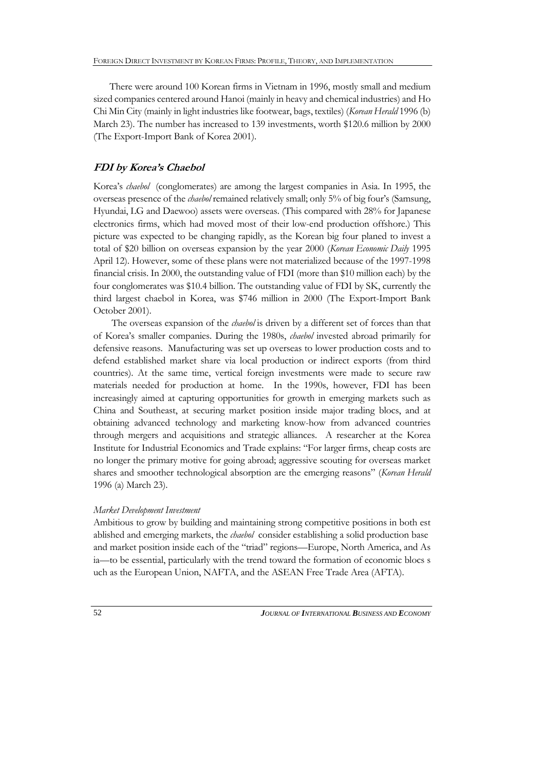There were around 100 Korean firms in Vietnam in 1996, mostly small and medium sized companies centered around Hanoi (mainly in heavy and chemical industries) and Ho Chi Min City (mainly in light industries like footwear, bags, textiles) (*Korean Herald* 1996 (b) March 23). The number has increased to 139 investments, worth \$120.6 million by 2000 (The Export-Import Bank of Korea 2001).

## *FDI by Korea's Chaebol*

Korea's *chaebol* (conglomerates) are among the largest companies in Asia. In 1995, the overseas presence of the *chaebol* remained relatively small; only 5% of big four's (Samsung, Hyundai, LG and Daewoo) assets were overseas. (This compared with 28% for Japanese electronics firms, which had moved most of their low-end production offshore.) This picture was expected to be changing rapidly, as the Korean big four planed to invest a total of \$20 billion on overseas expansion by the year 2000 (*Korean Economic Daily* 1995 April 12). However, some of these plans were not materialized because of the 1997-1998 financial crisis. In 2000, the outstanding value of FDI (more than \$10 million each) by the four conglomerates was \$10.4 billion. The outstanding value of FDI by SK, currently the third largest chaebol in Korea, was \$746 million in 2000 (The Export-Import Bank October 2001).

The overseas expansion of the *chaebol* is driven by a different set of forces than that of Korea's smaller companies. During the 1980s, *chaebol* invested abroad primarily for defensive reasons. Manufacturing was set up overseas to lower production costs and to defend established market share via local production or indirect exports (from third countries). At the same time, vertical foreign investments were made to secure raw materials needed for production at home. In the 1990s, however, FDI has been increasingly aimed at capturing opportunities for growth in emerging markets such as China and Southeast, at securing market position inside major trading blocs, and at obtaining advanced technology and marketing know-how from advanced countries through mergers and acquisitions and strategic alliances. A researcher at the Korea Institute for Industrial Economics and Trade explains: "For larger firms, cheap costs are no longer the primary motive for going abroad; aggressive scouting for overseas market shares and smoother technological absorption are the emerging reasons" (*Korean Herald* 1996 (a) March 23).

*Market Development Investment*

Ambitious to grow by building and maintaining strong competitive positions in both est ablished and emerging markets, the *chaebol* consider establishing a solid production base and market position inside each of the "triad" regions—Europe, North America, and As ia—to be essential, particularly with the trend toward the formation of economic blocs s uch as the European Union, NAFTA, and the ASEAN Free Trade Area (AFTA).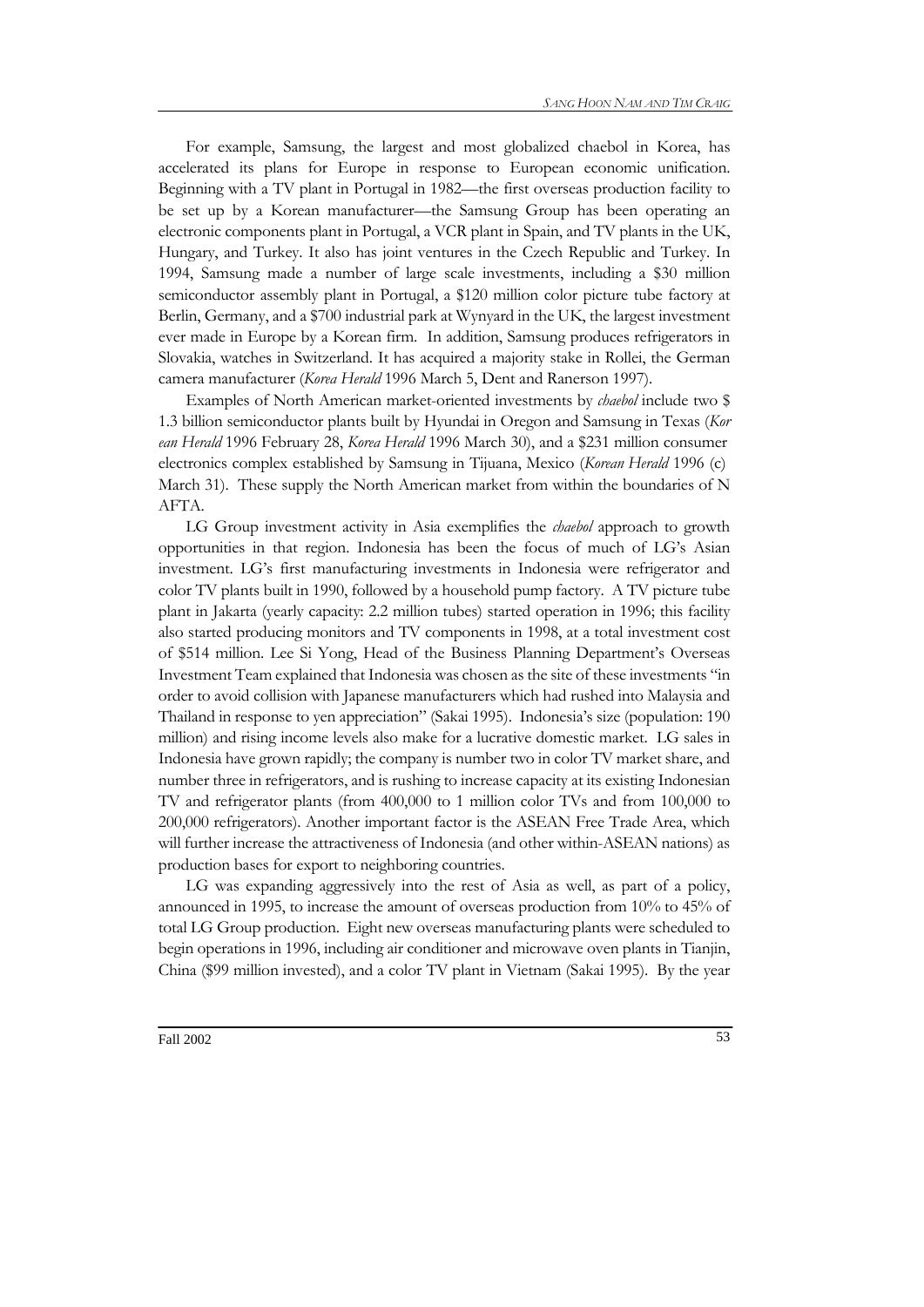For example, Samsung, the largest and most globalized chaebol in Korea, has accelerated its plans for Europe in response to European economic unification. Beginning with a TV plant in Portugal in 1982—the first overseas production facility to be set up by a Korean manufacturer—the Samsung Group has been operating an electronic components plant in Portugal, a VCR plant in Spain, and TV plants in the UK, Hungary, and Turkey. It also has joint ventures in the Czech Republic and Turkey. In 1994, Samsung made a number of large scale investments, including a $30 million semiconductor assembly plant in Portugal, a $120 million color picture tube factory at Berlin, Germany, and a $700 industrial park at Wynyard in the UK, the largest investment ever made in Europe by a Korean firm. In addition, Samsung produces refrigerators in Slovakia, watches in Switzerland. It has acquired a majority stake in Rollei, the German camera manufacturer (*Korea Herald* 1996 March 5, Dent and Ranerson 1997).

Examples of North American market-oriented investments by *chaebol* include two $ 1.3 billion semiconductor plants built by Hyundai in Oregon and Samsung in Texas (*Korean Herald* 1996 February 28, *Korea Herald* 1996 March 30), and a $231 million consumer electronics complex established by Samsung in Tijuana, Mexico (*Korean Herald* 1996 (c) March 31). These supply the North American market from within the boundaries of NAFTA.

LG Group investment activity in Asia exemplifies the *chaebol* approach to growth opportunities in that region. Indonesia has been the focus of much of LG's Asian investment. LG's first manufacturing investments in Indonesia were refrigerator and color TV plants built in 1990, followed by a household pump factory. A TV picture tube plant in Jakarta (yearly capacity: 2.2 million tubes) started operation in 1996; this facility also started producing monitors and TV components in 1998, at a total investment cost of $514 million. Lee Si Yong, Head of the Business Planning Department's Overseas Investment Team explained that Indonesia was chosen as the site of these investments "in order to avoid collision with Japanese manufacturers which had rushed into Malaysia and Thailand in response to yen appreciation" (Sakai 1995). Indonesia's size (population: 190 million) and rising income levels also make for a lucrative domestic market. LG sales in Indonesia have grown rapidly; the company is number two in color TV market share, and number three in refrigerators, and is rushing to increase capacity at its existing Indonesian TV and refrigerator plants (from 400,000 to 1 million color TVs and from 100,000 to 200,000 refrigerators). Another important factor is the ASEAN Free Trade Area, which will further increase the attractiveness of Indonesia (and other within-ASEAN nations) as production bases for export to neighboring countries.

LG was expanding aggressively into the rest of Asia as well, as part of a policy, announced in 1995, to increase the amount of overseas production from 10% to 45% of total LG Group production. Eight new overseas manufacturing plants were scheduled to begin operations in 1996, including air conditioner and microwave oven plants in Tianjin, China ($99 million invested), and a color TV plant in Vietnam (Sakai 1995). By the year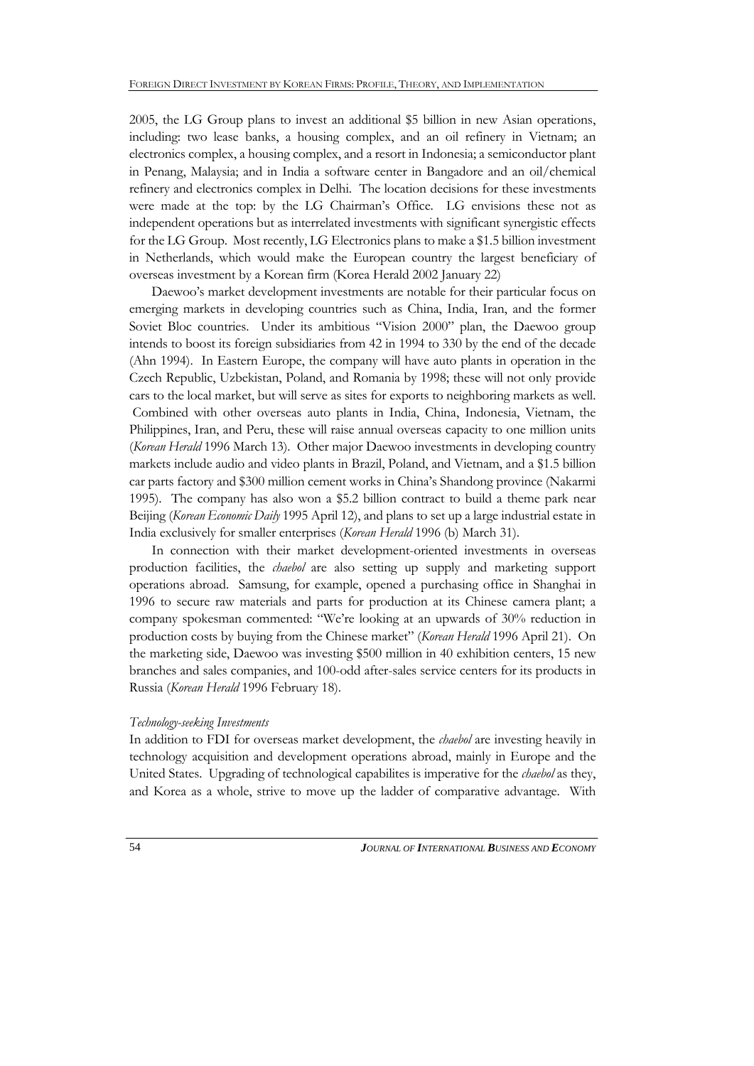2005, the LG Group plans to invest an additional \$5 billion in new Asian operations, including: two lease banks, a housing complex, and an oil refinery in Vietnam; an electronics complex, a housing complex, and a resort in Indonesia; a semiconductor plant in Penang, Malaysia; and in India a software center in Bangadore and an oil/chemical refinery and electronics complex in Delhi. The location decisions for these investments were made at the top: by the LG Chairman's Office. LG envisions these not as independent operations but as interrelated investments with significant synergistic effects for the LG Group. Most recently, LG Electronics plans to make a \$1.5 billion investment in Netherlands, which would make the European country the largest beneficiary of overseas investment by a Korean firm (Korea Herald 2002 January 22)

Daewoo's market development investments are notable for their particular focus on emerging markets in developing countries such as China, India, Iran, and the former Soviet Bloc countries. Under its ambitious "Vision 2000" plan, the Daewoo group intends to boost its foreign subsidiaries from 42 in 1994 to 330 by the end of the decade (Ahn 1994). In Eastern Europe, the company will have auto plants in operation in the Czech Republic, Uzbekistan, Poland, and Romania by 1998; these will not only provide cars to the local market, but will serve as sites for exports to neighboring markets as well. Combined with other overseas auto plants in India, China, Indonesia, Vietnam, the Philippines, Iran, and Peru, these will raise annual overseas capacity to one million units (*Korean Herald* 1996 March 13). Other major Daewoo investments in developing country markets include audio and video plants in Brazil, Poland, and Vietnam, and a \$1.5 billion car parts factory and \$300 million cement works in China's Shandong province (Nakarmi 1995). The company has also won a \$5.2 billion contract to build a theme park near Beijing (*Korean Economic Daily* 1995 April 12), and plans to set up a large industrial estate in India exclusively for smaller enterprises (*Korean Herald* 1996 (b) March 31).

In connection with their market development-oriented investments in overseas production facilities, the *chaebol* are also setting up supply and marketing support operations abroad. Samsung, for example, opened a purchasing office in Shanghai in 1996 to secure raw materials and parts for production at its Chinese camera plant; a company spokesman commented: "We're looking at an upwards of 30% reduction in production costs by buying from the Chinese market" (*Korean Herald* 1996 April 21). On the marketing side, Daewoo was investing \$500 million in 40 exhibition centers, 15 new branches and sales companies, and 100-odd after-sales service centers for its products in Russia (*Korean Herald* 1996 February 18).

*Technology-seeking Investments*

In addition to FDI for overseas market development, the *chaebol* are investing heavily in technology acquisition and development operations abroad, mainly in Europe and the United States. Upgrading of technological capabilites is imperative for the *chaebol* as they, and Korea as a whole, strive to move up the ladder of comparative advantage. With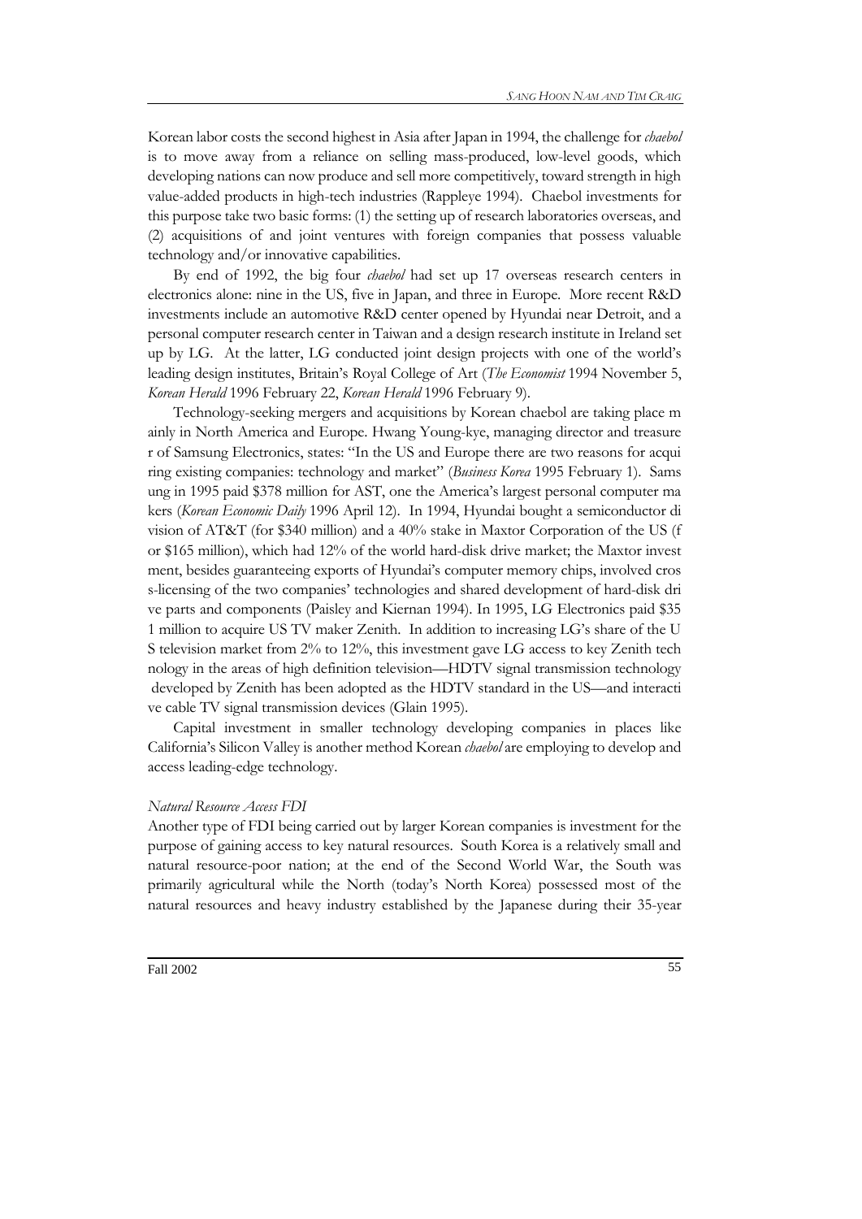Korean labor costs the second highest in Asia after Japan in 1994, the challenge for *chaebol* is to move away from a reliance on selling mass-produced, low-level goods, which developing nations can now produce and sell more competitively, toward strength in high value-added products in high-tech industries (Rappleye 1994). Chaebol investments for this purpose take two basic forms: (1) the setting up of research laboratories overseas, and (2) acquisitions of and joint ventures with foreign companies that possess valuable technology and/or innovative capabilities.

By end of 1992, the big four *chaebol* had set up 17 overseas research centers in electronics alone: nine in the US, five in Japan, and three in Europe. More recent R&D investments include an automotive R&D center opened by Hyundai near Detroit, and a personal computer research center in Taiwan and a design research institute in Ireland set up by LG. At the latter, LG conducted joint design projects with one of the world's leading design institutes, Britain's Royal College of Art (*The Economist* 1994 November 5, *Korean Herald* 1996 February 22, *Korean Herald* 1996 February 9).

Technology-seeking mergers and acquisitions by Korean chaebol are taking place m ainly in North America and Europe. Hwang Young-kye, managing director and treasure r of Samsung Electronics, states: "In the US and Europe there are two reasons for acqui ring existing companies: technology and market" (*Business Korea* 1995 February 1). Sams ung in 1995 paid $378 million for AST, one the America's largest personal computer ma kers (*Korean Economic Daily* 1996 April 12). In 1994, Hyundai bought a semiconductor di vision of AT&T (for $340 million) and a 40% stake in Maxtor Corporation of the US (f or $165 million), which had 12% of the world hard-disk drive market; the Maxtor invest ment, besides guaranteeing exports of Hyundai's computer memory chips, involved cros s-licensing of the two companies' technologies and shared development of hard-disk dri ve parts and components (Paisley and Kiernan 1994). In 1995, LG Electronics paid $35 1 million to acquire US TV maker Zenith. In addition to increasing LG's share of the U S television market from 2% to 12%, this investment gave LG access to key Zenith tech nology in the areas of high definition television—HDTV signal transmission technology developed by Zenith has been adopted as the HDTV standard in the US—and interacti ve cable TV signal transmission devices (Glain 1995).

Capital investment in smaller technology developing companies in places like California's Silicon Valley is another method Korean *chaebol* are employing to develop and access leading-edge technology.

*Natural Resource Access FDI*

Another type of FDI being carried out by larger Korean companies is investment for the purpose of gaining access to key natural resources. South Korea is a relatively small and natural resource-poor nation; at the end of the Second World War, the South was primarily agricultural while the North (today's North Korea) possessed most of the natural resources and heavy industry established by the Japanese during their 35-year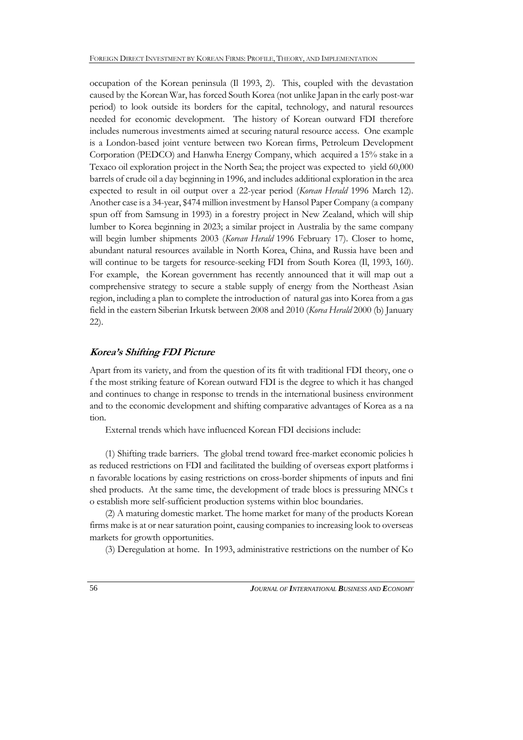occupation of the Korean peninsula (Il 1993, 2). This, coupled with the devastation caused by the Korean War, has forced South Korea (not unlike Japan in the early post-war period) to look outside its borders for the capital, technology, and natural resources needed for economic development. The history of Korean outward FDI therefore includes numerous investments aimed at securing natural resource access. One example is a London-based joint venture between two Korean firms, Petroleum Development Corporation (PEDCO) and Hanwha Energy Company, which acquired a 15% stake in a Texaco oil exploration project in the North Sea; the project was expected to yield 60,000 barrels of crude oil a day beginning in 1996, and includes additional exploration in the area expected to result in oil output over a 22-year period (*Korean Herald* 1996 March 12). Another case is a 34-year, $474 million investment by Hansol Paper Company (a company spun off from Samsung in 1993) in a forestry project in New Zealand, which will ship lumber to Korea beginning in 2023; a similar project in Australia by the same company will begin lumber shipments 2003 (*Korean Herald* 1996 February 17). Closer to home, abundant natural resources available in North Korea, China, and Russia have been and will continue to be targets for resource-seeking FDI from South Korea (Il, 1993, 160). For example, the Korean government has recently announced that it will map out a comprehensive strategy to secure a stable supply of energy from the Northeast Asian region, including a plan to complete the introduction of natural gas into Korea from a gas field in the eastern Siberian Irkutsk between 2008 and 2010 (*Korea Herald* 2000 (b) January 22).

## *Korea's Shifting FDI Picture*

Apart from its variety, and from the question of its fit with traditional FDI theory, one o f the most striking feature of Korean outward FDI is the degree to which it has changed and continues to change in response to trends in the international business environment and to the economic development and shifting comparative advantages of Korea as a na tion.

External trends which have influenced Korean FDI decisions include:

(1) Shifting trade barriers. The global trend toward free-market economic policies h as reduced restrictions on FDI and facilitated the building of overseas export platforms i n favorable locations by easing restrictions on cross-border shipments of inputs and fini shed products. At the same time, the development of trade blocs is pressuring MNCs t o establish more self-sufficient production systems within bloc boundaries.

(2) A maturing domestic market. The home market for many of the products Korean firms make is at or near saturation point, causing companies to increasing look to overseas markets for growth opportunities.

(3) Deregulation at home. In 1993, administrative restrictions on the number of Ko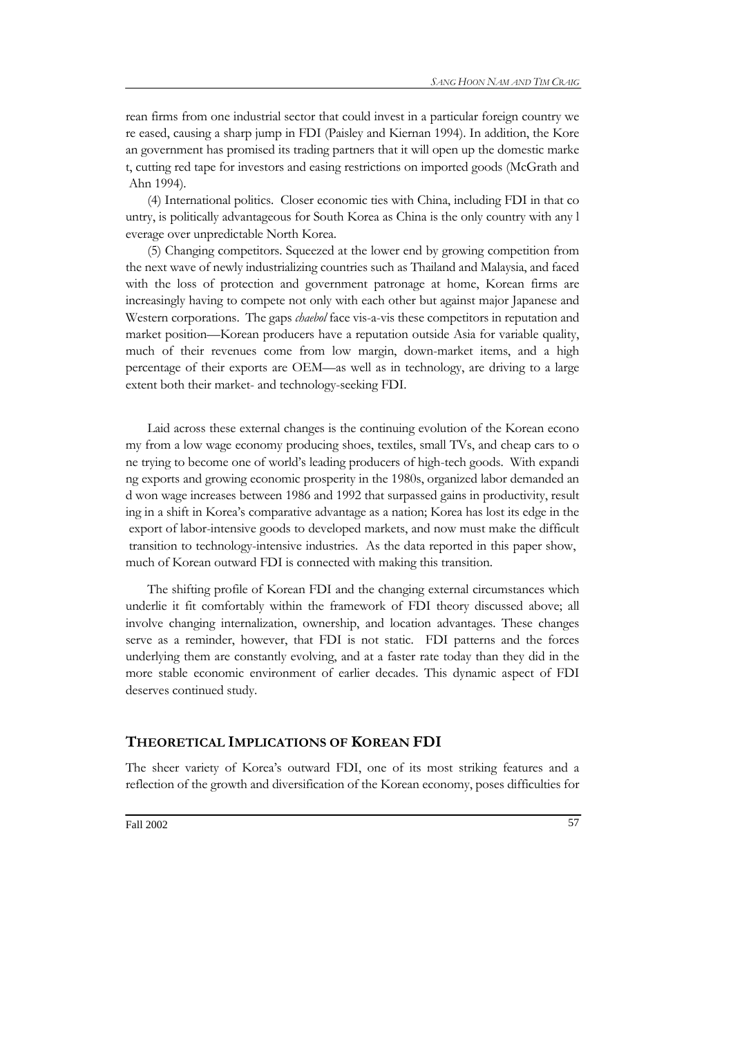rean firms from one industrial sector that could invest in a particular foreign country were eased, causing a sharp jump in FDI (Paisley and Kiernan 1994). In addition, the Korean government has promised its trading partners that it will open up the domestic market, cutting red tape for investors and easing restrictions on imported goods (McGrath and Ahn 1994).

(4) International politics. Closer economic ties with China, including FDI in that country, is politically advantageous for South Korea as China is the only country with any leverage over unpredictable North Korea.

(5) Changing competitors. Squeezed at the lower end by growing competition from the next wave of newly industrializing countries such as Thailand and Malaysia, and faced with the loss of protection and government patronage at home, Korean firms are increasingly having to compete not only with each other but against major Japanese and Western corporations. The gaps *chaebol* face vis-a-vis these competitors in reputation and market position—Korean producers have a reputation outside Asia for variable quality, much of their revenues come from low margin, down-market items, and a high percentage of their exports are OEM—as well as in technology, are driving to a large extent both their market- and technology-seeking FDI.

Laid across these external changes is the continuing evolution of the Korean economy from a low wage economy producing shoes, textiles, small TVs, and cheap cars to one trying to become one of world's leading producers of high-tech goods. With expanding exports and growing economic prosperity in the 1980s, organized labor demanded and won wage increases between 1986 and 1992 that surpassed gains in productivity, resulting in a shift in Korea's comparative advantage as a nation; Korea has lost its edge in the export of labor-intensive goods to developed markets, and now must make the difficult transition to technology-intensive industries. As the data reported in this paper show, much of Korean outward FDI is connected with making this transition.

The shifting profile of Korean FDI and the changing external circumstances which underlie it fit comfortably within the framework of FDI theory discussed above; all involve changing internalization, ownership, and location advantages. These changes serve as a reminder, however, that FDI is not static. FDI patterns and the forces underlying them are constantly evolving, and at a faster rate today than they did in the more stable economic environment of earlier decades. This dynamic aspect of FDI deserves continued study.

## THEORETICAL IMPLICATIONS OF KOREAN FDI

The sheer variety of Korea's outward FDI, one of its most striking features and a reflection of the growth and diversification of the Korean economy, poses difficulties for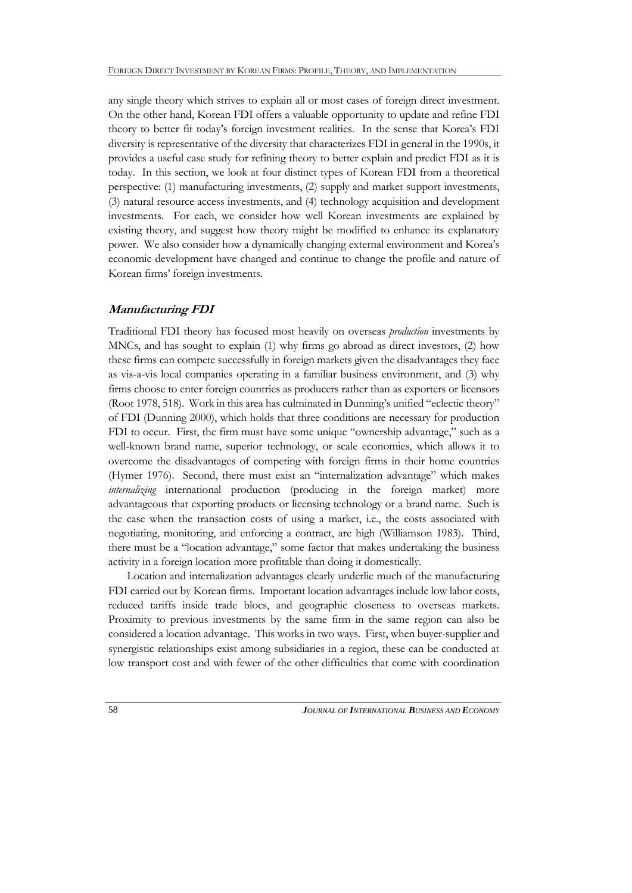any single theory which strives to explain all or most cases of foreign direct investment. On the other hand, Korean FDI offers a valuable opportunity to update and refine FDI theory to better fit today's foreign investment realities. In the sense that Korea's FDI diversity is representative of the diversity that characterizes FDI in general in the 1990s, it provides a useful case study for refining theory to better explain and predict FDI as it is today. In this section, we look at four distinct types of Korean FDI from a theoretical perspective: (1) manufacturing investments, (2) supply and market support investments, (3) natural resource access investments, and (4) technology acquisition and development investments. For each, we consider how well Korean investments are explained by existing theory, and suggest how theory might be modified to enhance its explanatory power. We also consider how a dynamically changing external environment and Korea's economic development have changed and continue to change the profile and nature of Korean firms' foreign investments.

### ***Manufacturing FDI***

Traditional FDI theory has focused most heavily on overseas *production* investments by MNCs, and has sought to explain (1) why firms go abroad as direct investors, (2) how these firms can compete successfully in foreign markets given the disadvantages they face as vis-a-vis local companies operating in a familiar business environment, and (3) why firms choose to enter foreign countries as producers rather than as exporters or licensors (Root 1978, 518). Work in this area has culminated in Dunning's unified "eclectic theory" of FDI (Dunning 2000), which holds that three conditions are necessary for production FDI to occur. First, the firm must have some unique "ownership advantage," such as a well-known brand name, superior technology, or scale economies, which allows it to overcome the disadvantages of competing with foreign firms in their home countries (Hymer 1976). Second, there must exist an "internalization advantage" which makes *internalizing* international production (producing in the foreign market) more advantageous that exporting products or licensing technology or a brand name. Such is the case when the transaction costs of using a market, i.e., the costs associated with negotiating, monitoring, and enforcing a contract, are high (Williamson 1983). Third, there must be a "location advantage," some factor that makes undertaking the business activity in a foreign location more profitable than doing it domestically.

Location and internalization advantages clearly underlie much of the manufacturing FDI carried out by Korean firms. Important location advantages include low labor costs, reduced tariffs inside trade blocs, and geographic closeness to overseas markets. Proximity to previous investments by the same firm in the same region can also be considered a location advantage. This works in two ways. First, when buyer-supplier and synergistic relationships exist among subsidiaries in a region, these can be conducted at low transport cost and with fewer of the other difficulties that come with coordination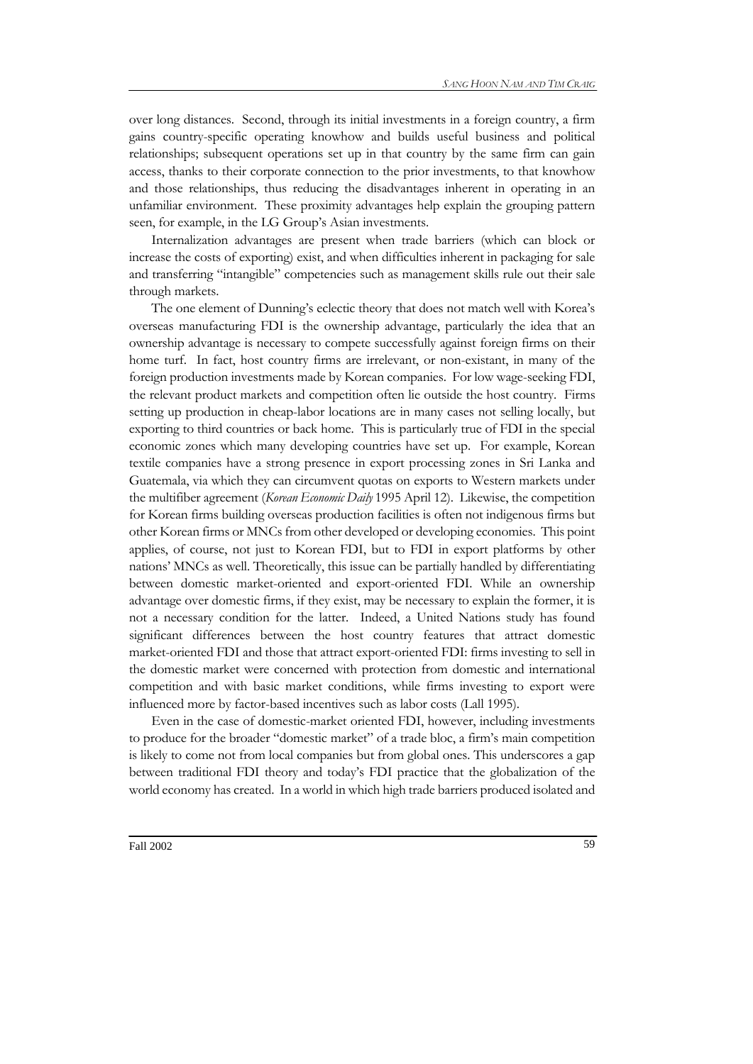over long distances. Second, through its initial investments in a foreign country, a firm gains country-specific operating knowhow and builds useful business and political relationships; subsequent operations set up in that country by the same firm can gain access, thanks to their corporate connection to the prior investments, to that knowhow and those relationships, thus reducing the disadvantages inherent in operating in an unfamiliar environment. These proximity advantages help explain the grouping pattern seen, for example, in the LG Group's Asian investments.

Internalization advantages are present when trade barriers (which can block or increase the costs of exporting) exist, and when difficulties inherent in packaging for sale and transferring "intangible" competencies such as management skills rule out their sale through markets.

The one element of Dunning's eclectic theory that does not match well with Korea's overseas manufacturing FDI is the ownership advantage, particularly the idea that an ownership advantage is necessary to compete successfully against foreign firms on their home turf. In fact, host country firms are irrelevant, or non-existant, in many of the foreign production investments made by Korean companies. For low wage-seeking FDI, the relevant product markets and competition often lie outside the host country. Firms setting up production in cheap-labor locations are in many cases not selling locally, but exporting to third countries or back home. This is particularly true of FDI in the special economic zones which many developing countries have set up. For example, Korean textile companies have a strong presence in export processing zones in Sri Lanka and Guatemala, via which they can circumvent quotas on exports to Western markets under the multifiber agreement (*Korean Economic Daily* 1995 April 12). Likewise, the competition for Korean firms building overseas production facilities is often not indigenous firms but other Korean firms or MNCs from other developed or developing economies. This point applies, of course, not just to Korean FDI, but to FDI in export platforms by other nations' MNCs as well. Theoretically, this issue can be partially handled by differentiating between domestic market-oriented and export-oriented FDI. While an ownership advantage over domestic firms, if they exist, may be necessary to explain the former, it is not a necessary condition for the latter. Indeed, a United Nations study has found significant differences between the host country features that attract domestic market-oriented FDI and those that attract export-oriented FDI: firms investing to sell in the domestic market were concerned with protection from domestic and international competition and with basic market conditions, while firms investing to export were influenced more by factor-based incentives such as labor costs (Lall 1995).

Even in the case of domestic-market oriented FDI, however, including investments to produce for the broader "domestic market" of a trade bloc, a firm's main competition is likely to come not from local companies but from global ones. This underscores a gap between traditional FDI theory and today's FDI practice that the globalization of the world economy has created. In a world in which high trade barriers produced isolated and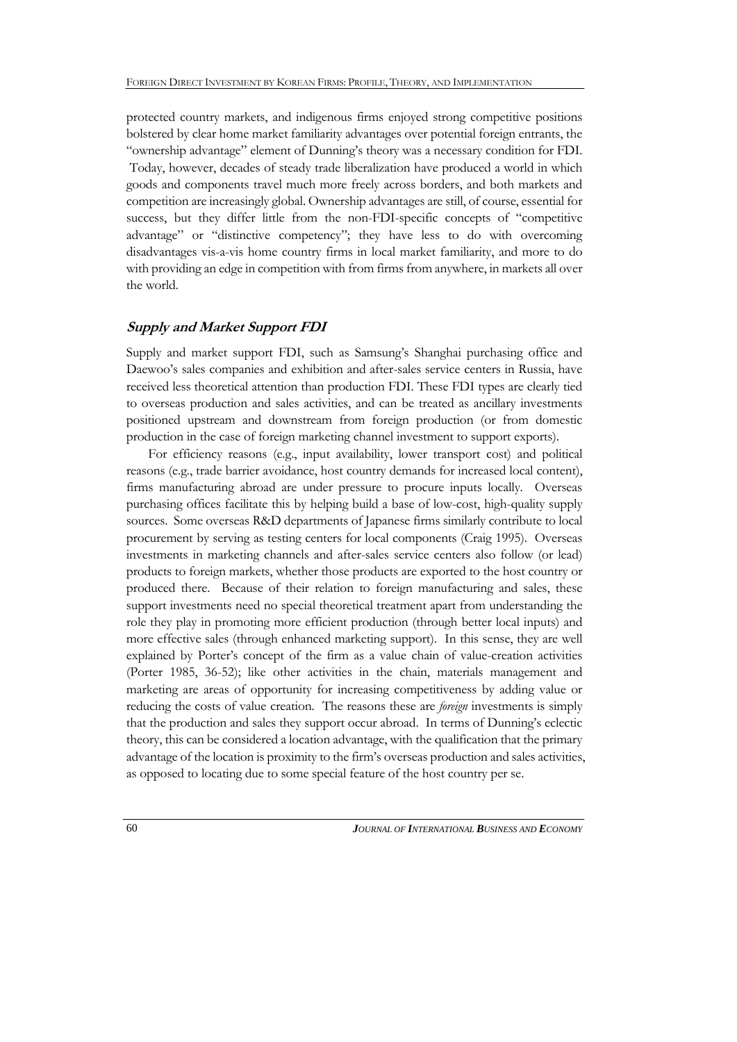protected country markets, and indigenous firms enjoyed strong competitive positions bolstered by clear home market familiarity advantages over potential foreign entrants, the "ownership advantage" element of Dunning's theory was a necessary condition for FDI. Today, however, decades of steady trade liberalization have produced a world in which goods and components travel much more freely across borders, and both markets and competition are increasingly global. Ownership advantages are still, of course, essential for success, but they differ little from the non-FDI-specific concepts of "competitive advantage" or "distinctive competency"; they have less to do with overcoming disadvantages vis-a-vis home country firms in local market familiarity, and more to do with providing an edge in competition with from firms from anywhere, in markets all over the world.

## Supply and Market Support FDI

Supply and market support FDI, such as Samsung's Shanghai purchasing office and Daewoo's sales companies and exhibition and after-sales service centers in Russia, have received less theoretical attention than production FDI. These FDI types are clearly tied to overseas production and sales activities, and can be treated as ancillary investments positioned upstream and downstream from foreign production (or from domestic production in the case of foreign marketing channel investment to support exports).

For efficiency reasons (e.g., input availability, lower transport cost) and political reasons (e.g., trade barrier avoidance, host country demands for increased local content), firms manufacturing abroad are under pressure to procure inputs locally. Overseas purchasing offices facilitate this by helping build a base of low-cost, high-quality supply sources. Some overseas R&D departments of Japanese firms similarly contribute to local procurement by serving as testing centers for local components (Craig 1995). Overseas investments in marketing channels and after-sales service centers also follow (or lead) products to foreign markets, whether those products are exported to the host country or produced there. Because of their relation to foreign manufacturing and sales, these support investments need no special theoretical treatment apart from understanding the role they play in promoting more efficient production (through better local inputs) and more effective sales (through enhanced marketing support). In this sense, they are well explained by Porter's concept of the firm as a value chain of value-creation activities (Porter 1985, 36-52); like other activities in the chain, materials management and marketing are areas of opportunity for increasing competitiveness by adding value or reducing the costs of value creation. The reasons these are *foreign* investments is simply that the production and sales they support occur abroad. In terms of Dunning's eclectic theory, this can be considered a location advantage, with the qualification that the primary advantage of the location is proximity to the firm's overseas production and sales activities, as opposed to locating due to some special feature of the host country per se.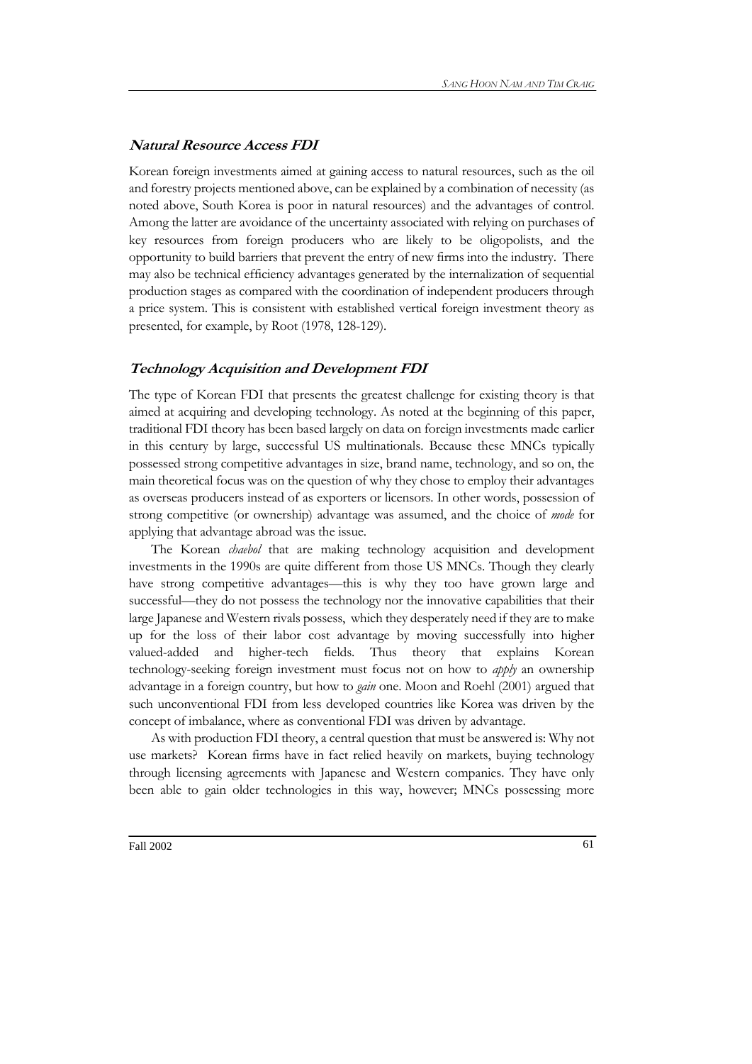### *Natural Resource Access FDI*

Korean foreign investments aimed at gaining access to natural resources, such as the oil and forestry projects mentioned above, can be explained by a combination of necessity (as noted above, South Korea is poor in natural resources) and the advantages of control. Among the latter are avoidance of the uncertainty associated with relying on purchases of key resources from foreign producers who are likely to be oligopolists, and the opportunity to build barriers that prevent the entry of new firms into the industry. There may also be technical efficiency advantages generated by the internalization of sequential production stages as compared with the coordination of independent producers through a price system. This is consistent with established vertical foreign investment theory as presented, for example, by Root (1978, 128-129).

### *Technology Acquisition and Development FDI*

The type of Korean FDI that presents the greatest challenge for existing theory is that aimed at acquiring and developing technology. As noted at the beginning of this paper, traditional FDI theory has been based largely on data on foreign investments made earlier in this century by large, successful US multinationals. Because these MNCs typically possessed strong competitive advantages in size, brand name, technology, and so on, the main theoretical focus was on the question of why they chose to employ their advantages as overseas producers instead of as exporters or licensors. In other words, possession of strong competitive (or ownership) advantage was assumed, and the choice of *mode* for applying that advantage abroad was the issue.

The Korean *chaebol* that are making technology acquisition and development investments in the 1990s are quite different from those US MNCs. Though they clearly have strong competitive advantages—this is why they too have grown large and successful—they do not possess the technology nor the innovative capabilities that their large Japanese and Western rivals possess, which they desperately need if they are to make up for the loss of their labor cost advantage by moving successfully into higher valued-added and higher-tech fields. Thus theory that explains Korean technology-seeking foreign investment must focus not on how to *apply* an ownership advantage in a foreign country, but how to *gain* one. Moon and Roehl (2001) argued that such unconventional FDI from less developed countries like Korea was driven by the concept of imbalance, where as conventional FDI was driven by advantage.

As with production FDI theory, a central question that must be answered is: Why not use markets? Korean firms have in fact relied heavily on markets, buying technology through licensing agreements with Japanese and Western companies. They have only been able to gain older technologies in this way, however; MNCs possessing more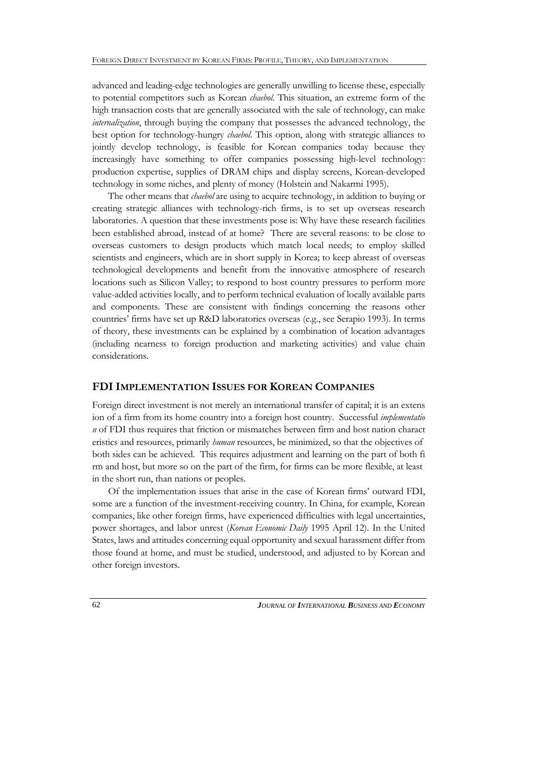advanced and leading-edge technologies are generally unwilling to license these, especially to potential competitors such as Korean *chaebol*. This situation, an extreme form of the high transaction costs that are generally associated with the sale of technology, can make *internalization*, through buying the company that possesses the advanced technology, the best option for technology-hungry *chaebol*. This option, along with strategic alliances to jointly develop technology, is feasible for Korean companies today because they increasingly have something to offer companies possessing high-level technology: production expertise, supplies of DRAM chips and display screens, Korean-developed technology in some niches, and plenty of money (Holstein and Nakarmi 1995).

The other means that *chaebol* are using to acquire technology, in addition to buying or creating strategic alliances with technology-rich firms, is to set up overseas research laboratories. A question that these investments pose is: Why have these research facilities been established abroad, instead of at home? There are several reasons: to be close to overseas customers to design products which match local needs; to employ skilled scientists and engineers, which are in short supply in Korea; to keep abreast of overseas technological developments and benefit from the innovative atmosphere of research locations such as Silicon Valley; to respond to host country pressures to perform more value-added activities locally, and to perform technical evaluation of locally available parts and components. These are consistent with findings concerning the reasons other countries' firms have set up R&D laboratories overseas (e.g., see Serapio 1993). In terms of theory, these investments can be explained by a combination of location advantages (including nearness to foreign production and marketing activities) and value chain considerations.

## FDI IMPLEMENTATION ISSUES FOR KOREAN COMPANIES

Foreign direct investment is not merely an international transfer of capital; it is an extension of a firm from its home country into a foreign host country. Successful *implementation* of FDI thus requires that friction or mismatches between firm and host nation characteristics and resources, primarily *human* resources, be minimized, so that the objectives of both sides can be achieved. This requires adjustment and learning on the part of both firm and host, but more so on the part of the firm, for firms can be more flexible, at least in the short run, than nations or peoples.

Of the implementation issues that arise in the case of Korean firms' outward FDI, some are a function of the investment-receiving country. In China, for example, Korean companies, like other foreign firms, have experienced difficulties with legal uncertainties, power shortages, and labor unrest (*Korean Economic Daily* 1995 April 12). In the United States, laws and attitudes concerning equal opportunity and sexual harassment differ from those found at home, and must be studied, understood, and adjusted to by Korean and other foreign investors.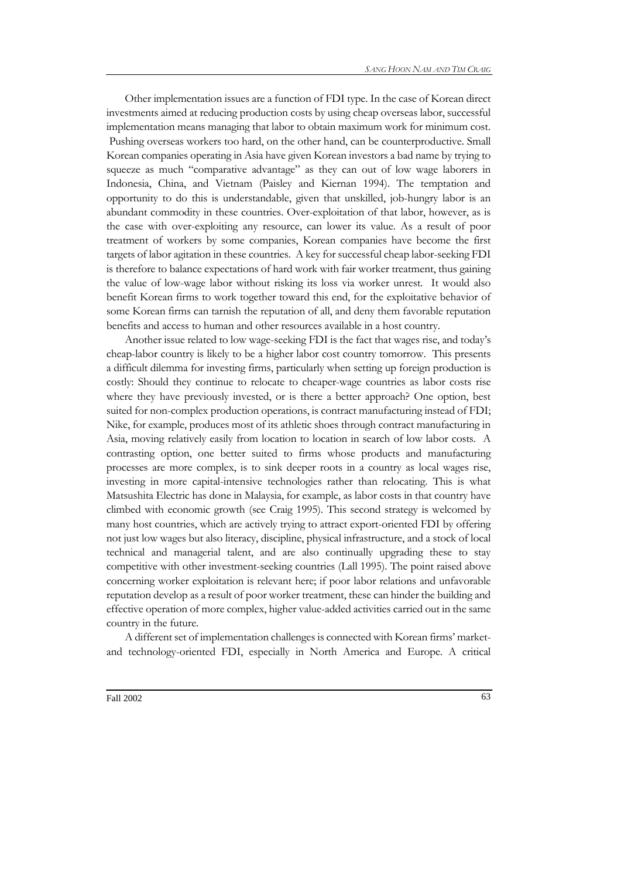Other implementation issues are a function of FDI type. In the case of Korean direct investments aimed at reducing production costs by using cheap overseas labor, successful implementation means managing that labor to obtain maximum work for minimum cost. Pushing overseas workers too hard, on the other hand, can be counterproductive. Small Korean companies operating in Asia have given Korean investors a bad name by trying to squeeze as much "comparative advantage" as they can out of low wage laborers in Indonesia, China, and Vietnam (Paisley and Kiernan 1994). The temptation and opportunity to do this is understandable, given that unskilled, job-hungry labor is an abundant commodity in these countries. Over-exploitation of that labor, however, as is the case with over-exploiting any resource, can lower its value. As a result of poor treatment of workers by some companies, Korean companies have become the first targets of labor agitation in these countries. A key for successful cheap labor-seeking FDI is therefore to balance expectations of hard work with fair worker treatment, thus gaining the value of low-wage labor without risking its loss via worker unrest. It would also benefit Korean firms to work together toward this end, for the exploitative behavior of some Korean firms can tarnish the reputation of all, and deny them favorable reputation benefits and access to human and other resources available in a host country.

Another issue related to low wage-seeking FDI is the fact that wages rise, and today's cheap-labor country is likely to be a higher labor cost country tomorrow. This presents a difficult dilemma for investing firms, particularly when setting up foreign production is costly: Should they continue to relocate to cheaper-wage countries as labor costs rise where they have previously invested, or is there a better approach? One option, best suited for non-complex production operations, is contract manufacturing instead of FDI; Nike, for example, produces most of its athletic shoes through contract manufacturing in Asia, moving relatively easily from location to location in search of low labor costs. A contrasting option, one better suited to firms whose products and manufacturing processes are more complex, is to sink deeper roots in a country as local wages rise, investing in more capital-intensive technologies rather than relocating. This is what Matsushita Electric has done in Malaysia, for example, as labor costs in that country have climbed with economic growth (see Craig 1995). This second strategy is welcomed by many host countries, which are actively trying to attract export-oriented FDI by offering not just low wages but also literacy, discipline, physical infrastructure, and a stock of local technical and managerial talent, and are also continually upgrading these to stay competitive with other investment-seeking countries (Lall 1995). The point raised above concerning worker exploitation is relevant here; if poor labor relations and unfavorable reputation develop as a result of poor worker treatment, these can hinder the building and effective operation of more complex, higher value-added activities carried out in the same country in the future.

A different set of implementation challenges is connected with Korean firms' market- and technology-oriented FDI, especially in North America and Europe. A critical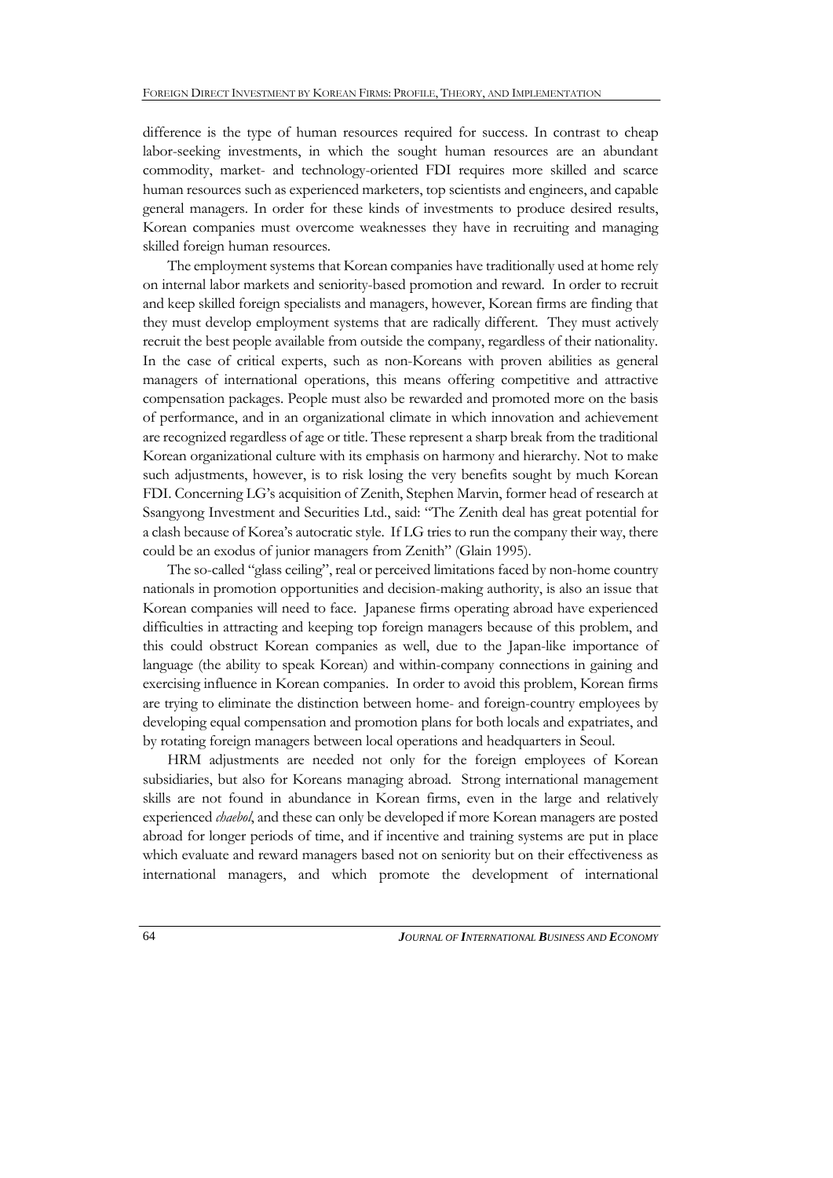difference is the type of human resources required for success. In contrast to cheap labor-seeking investments, in which the sought human resources are an abundant commodity, market- and technology-oriented FDI requires more skilled and scarce human resources such as experienced marketers, top scientists and engineers, and capable general managers. In order for these kinds of investments to produce desired results, Korean companies must overcome weaknesses they have in recruiting and managing skilled foreign human resources.

The employment systems that Korean companies have traditionally used at home rely on internal labor markets and seniority-based promotion and reward. In order to recruit and keep skilled foreign specialists and managers, however, Korean firms are finding that they must develop employment systems that are radically different. They must actively recruit the best people available from outside the company, regardless of their nationality. In the case of critical experts, such as non-Koreans with proven abilities as general managers of international operations, this means offering competitive and attractive compensation packages. People must also be rewarded and promoted more on the basis of performance, and in an organizational climate in which innovation and achievement are recognized regardless of age or title. These represent a sharp break from the traditional Korean organizational culture with its emphasis on harmony and hierarchy. Not to make such adjustments, however, is to risk losing the very benefits sought by much Korean FDI. Concerning LG's acquisition of Zenith, Stephen Marvin, former head of research at Ssangyong Investment and Securities Ltd., said: "The Zenith deal has great potential for a clash because of Korea's autocratic style. If LG tries to run the company their way, there could be an exodus of junior managers from Zenith" (Glain 1995).

The so-called "glass ceiling", real or perceived limitations faced by non-home country nationals in promotion opportunities and decision-making authority, is also an issue that Korean companies will need to face. Japanese firms operating abroad have experienced difficulties in attracting and keeping top foreign managers because of this problem, and this could obstruct Korean companies as well, due to the Japan-like importance of language (the ability to speak Korean) and within-company connections in gaining and exercising influence in Korean companies. In order to avoid this problem, Korean firms are trying to eliminate the distinction between home- and foreign-country employees by developing equal compensation and promotion plans for both locals and expatriates, and by rotating foreign managers between local operations and headquarters in Seoul.

HRM adjustments are needed not only for the foreign employees of Korean subsidiaries, but also for Koreans managing abroad. Strong international management skills are not found in abundance in Korean firms, even in the large and relatively experienced *chaebol*, and these can only be developed if more Korean managers are posted abroad for longer periods of time, and if incentive and training systems are put in place which evaluate and reward managers based not on seniority but on their effectiveness as international managers, and which promote the development of international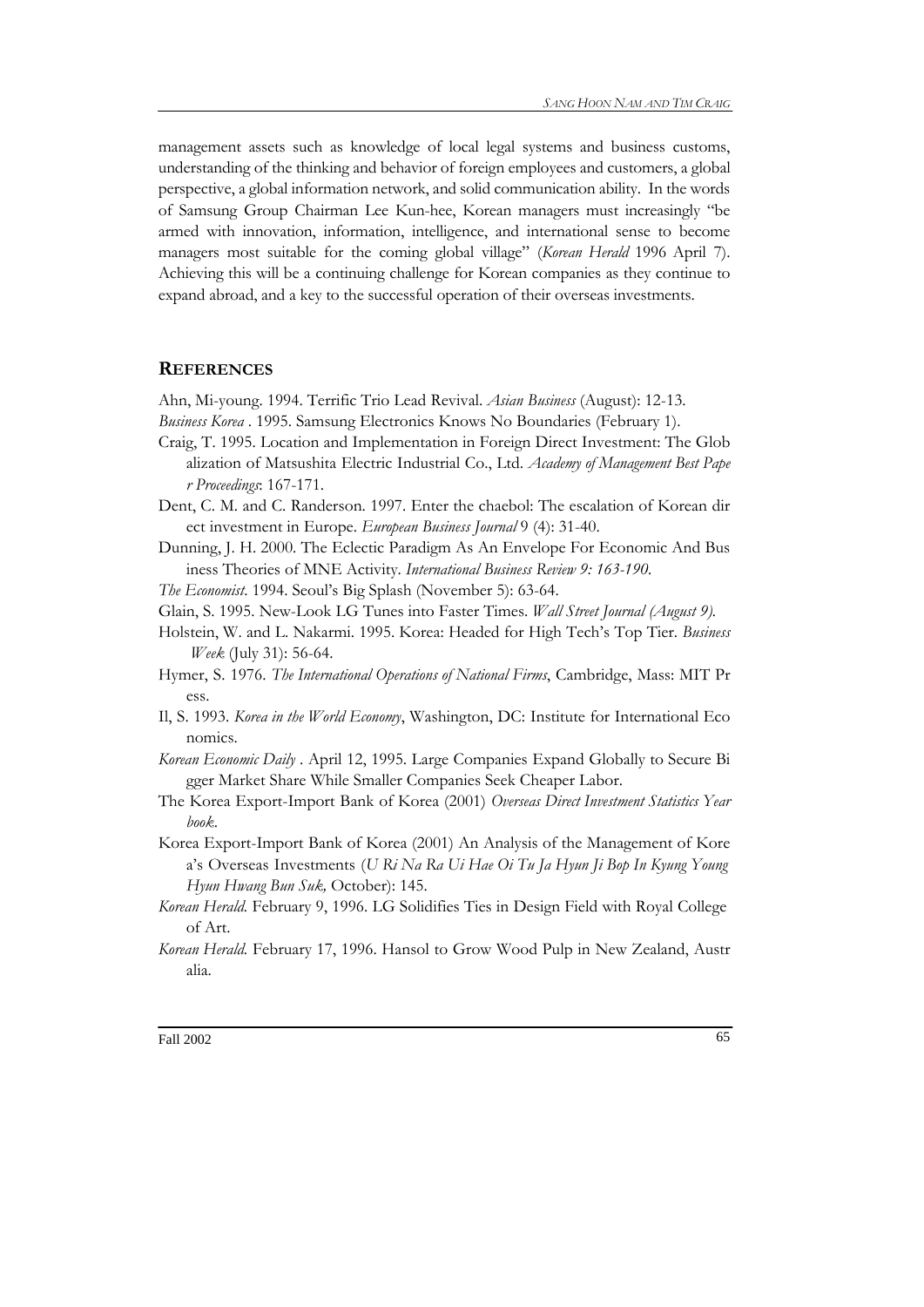management assets such as knowledge of local legal systems and business customs, understanding of the thinking and behavior of foreign employees and customers, a global perspective, a global information network, and solid communication ability. In the words of Samsung Group Chairman Lee Kun-hee, Korean managers must increasingly "be armed with innovation, information, intelligence, and international sense to become managers most suitable for the coming global village" (*Korean Herald* 1996 April 7). Achieving this will be a continuing challenge for Korean companies as they continue to expand abroad, and a key to the successful operation of their overseas investments.

## REFERENCES

Ahn, Mi-young. 1994. Terrific Trio Lead Revival. *Asian Business* (August): 12-13.

*Business Korea* . 1995. Samsung Electronics Knows No Boundaries (February 1).

Craig, T. 1995. Location and Implementation in Foreign Direct Investment: The Globalization of Matsushita Electric Industrial Co., Ltd. *Academy of Management Best Paper Proceedings*: 167-171.

Dent, C. M. and C. Randerson. 1997. Enter the chaebol: The escalation of Korean direct investment in Europe. *European Business Journal* 9 (4): 31-40.

Dunning, J. H. 2000. The Eclectic Paradigm As An Envelope For Economic And Business Theories of MNE Activity. *International Business Review 9: 163-190.*

*The Economist*. 1994. Seoul's Big Splash (November 5): 63-64.

Glain, S. 1995. New-Look LG Tunes into Faster Times. *Wall Street Journal (August 9).*

Holstein, W. and L. Nakarmi. 1995. Korea: Headed for High Tech's Top Tier. *Business Week* (July 31): 56-64.

Hymer, S. 1976. *The International Operations of National Firms*, Cambridge, Mass: MIT Press.

Il, S. 1993. *Korea in the World Economy*, Washington, DC: Institute for International Economics.

*Korean Economic Daily* . April 12, 1995. Large Companies Expand Globally to Secure Bigger Market Share While Smaller Companies Seek Cheaper Labor.

The Korea Export-Import Bank of Korea (2001) *Overseas Direct Investment Statistics Yearbook*.

Korea Export-Import Bank of Korea (2001) An Analysis of the Management of Korea's Overseas Investments (*U Ri Na Ra Ui Hae Oi Tu Ja Hyun Ji Bop In Kyung Young Hyun Hwang Bun Suk,* October): 145.

*Korean Herald.* February 9, 1996. LG Solidifies Ties in Design Field with Royal College of Art.

*Korean Herald.* February 17, 1996. Hansol to Grow Wood Pulp in New Zealand, Australia.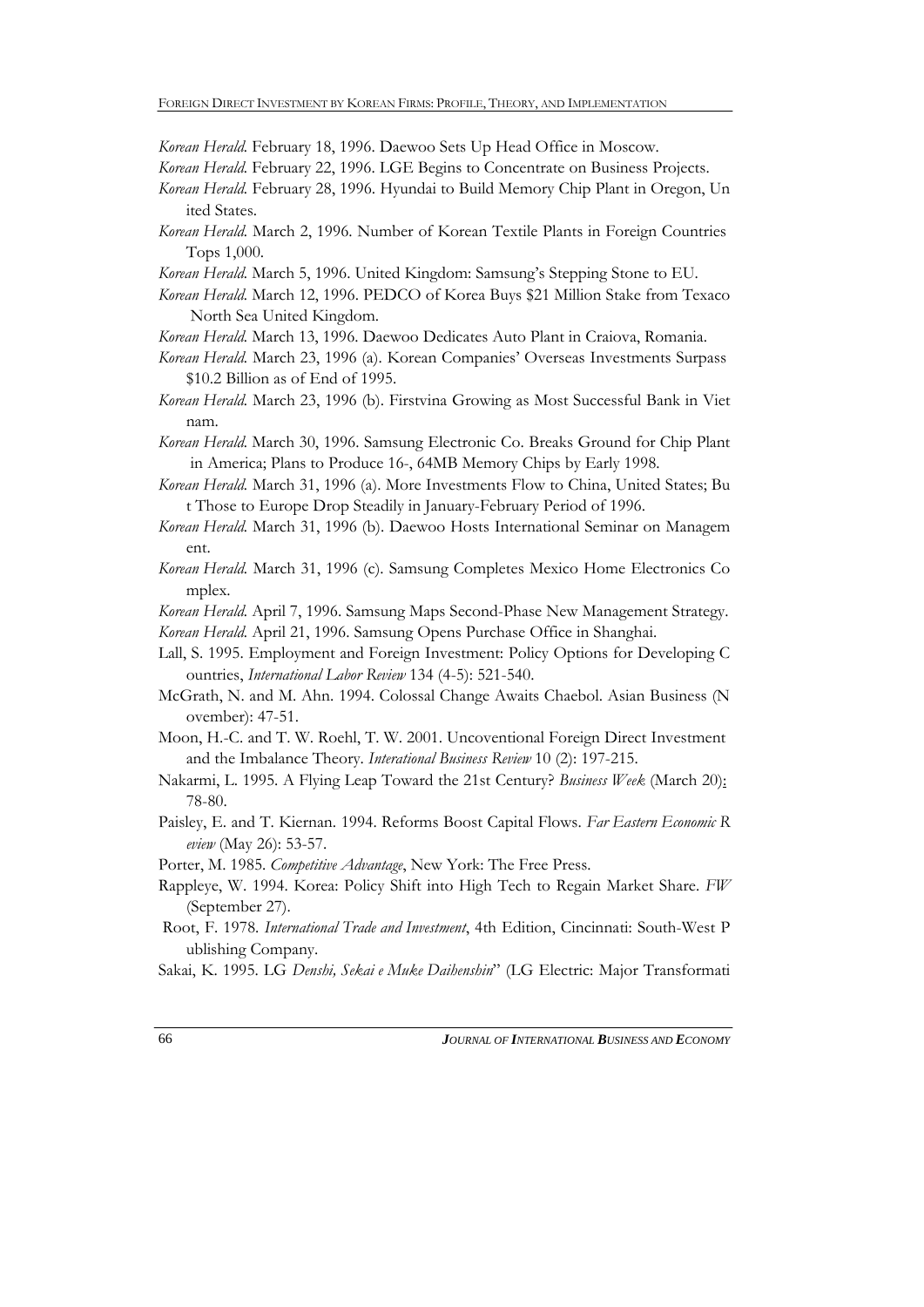*Korean Herald*. February 18, 1996. Daewoo Sets Up Head Office in Moscow.

*Korean Herald*. February 22, 1996. LGE Begins to Concentrate on Business Projects.

*Korean Herald*. February 28, 1996. Hyundai to Build Memory Chip Plant in Oregon, United States.

*Korean Herald*. March 2, 1996. Number of Korean Textile Plants in Foreign Countries Tops 1,000.

*Korean Herald*. March 5, 1996. United Kingdom: Samsung's Stepping Stone to EU.

*Korean Herald*. March 12, 1996. PEDCO of Korea Buys $21 Million Stake from Texaco North Sea United Kingdom.

*Korean Herald*. March 13, 1996. Daewoo Dedicates Auto Plant in Craiova, Romania.

*Korean Herald*. March 23, 1996 (a). Korean Companies' Overseas Investments Surpass $10.2 Billion as of End of 1995.

*Korean Herald*. March 23, 1996 (b). Firstvina Growing as Most Successful Bank in Vietnam.

*Korean Herald*. March 30, 1996. Samsung Electronic Co. Breaks Ground for Chip Plant in America; Plans to Produce 16-, 64MB Memory Chips by Early 1998.

*Korean Herald*. March 31, 1996 (a). More Investments Flow to China, United States; But Those to Europe Drop Steadily in January-February Period of 1996.

*Korean Herald*. March 31, 1996 (b). Daewoo Hosts International Seminar on Management.

*Korean Herald*. March 31, 1996 (c). Samsung Completes Mexico Home Electronics Complex.

*Korean Herald*. April 7, 1996. Samsung Maps Second-Phase New Management Strategy.

*Korean Herald*. April 21, 1996. Samsung Opens Purchase Office in Shanghai.

Lall, S. 1995. Employment and Foreign Investment: Policy Options for Developing Countries, *International Labor Review* 134 (4-5): 521-540.

McGrath, N. and M. Ahn. 1994. Colossal Change Awaits Chaebol. Asian Business (November): 47-51.

Moon, H.-C. and T. W. Roehl, T. W. 2001. Uncoventional Foreign Direct Investment and the Imbalance Theory. *Interational Business Review* 10 (2): 197-215.

Nakarmi, L. 1995. A Flying Leap Toward the 21st Century? *Business Week* (March 20): 78-80.

Paisley, E. and T. Kiernan. 1994. Reforms Boost Capital Flows. *Far Eastern Economic Review* (May 26): 53-57.

Porter, M. 1985. *Competitive Advantage*, New York: The Free Press.

Rappleye, W. 1994. Korea: Policy Shift into High Tech to Regain Market Share. *FW* (September 27).

Root, F. 1978. *International Trade and Investment*, 4th Edition, Cincinnati: South-West Publishing Company.

Sakai, K. 1995. LG *Denshi, Sekai e Muke Daihenshin*" (LG Electric: Major Transformati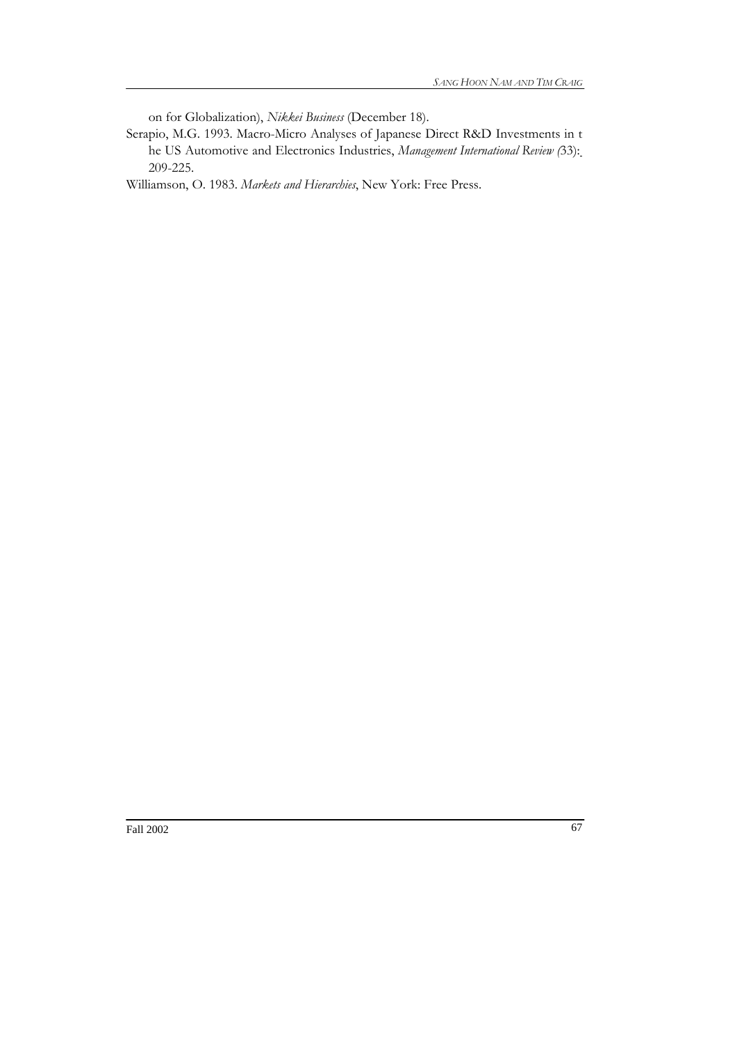on for Globalization), *Nikkei Business* (December 18).

Serapio, M.G. 1993. Macro-Micro Analyses of Japanese Direct R&D Investments in the US Automotive and Electronics Industries, *Management International Review (*33): 209-225.

Williamson, O. 1983. *Markets and Hierarchies*, New York: Free Press.